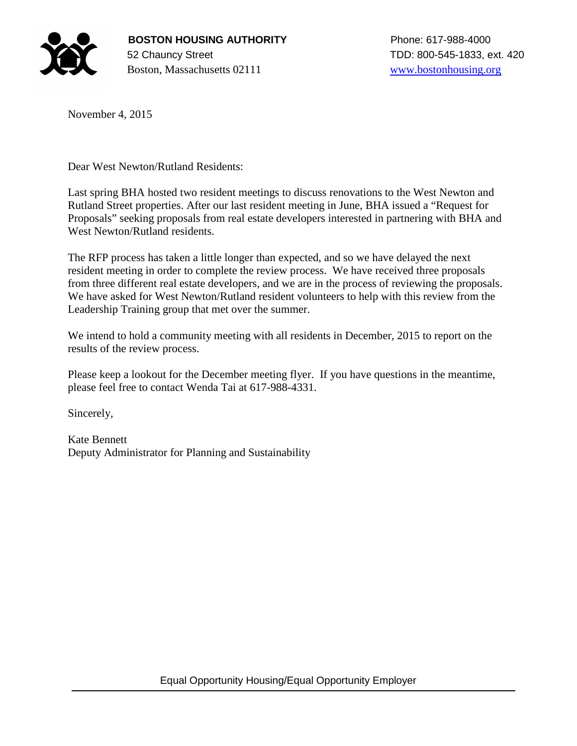**BOSTON HOUSING AUTHORITY**
52 Chauncy Street
Boston, Massachusetts 02111

Phone: 617-988-4000
TDD: 800-545-1833, ext. 420
www.bostonhousing.org

November 4, 2015

Dear West Newton/Rutland Residents:

Last spring BHA hosted two resident meetings to discuss renovations to the West Newton and Rutland Street properties. After our last resident meeting in June, BHA issued a "Request for Proposals" seeking proposals from real estate developers interested in partnering with BHA and West Newton/Rutland residents.

The RFP process has taken a little longer than expected, and so we have delayed the next resident meeting in order to complete the review process. We have received three proposals from three different real estate developers, and we are in the process of reviewing the proposals. We have asked for West Newton/Rutland resident volunteers to help with this review from the Leadership Training group that met over the summer.

We intend to hold a community meeting with all residents in December, 2015 to report on the results of the review process.

Please keep a lookout for the December meeting flyer. If you have questions in the meantime, please feel free to contact Wenda Tai at 617-988-4331.

Sincerely,

Kate Bennett
Deputy Administrator for Planning and Sustainability

Equal Opportunity Housing/Equal Opportunity Employer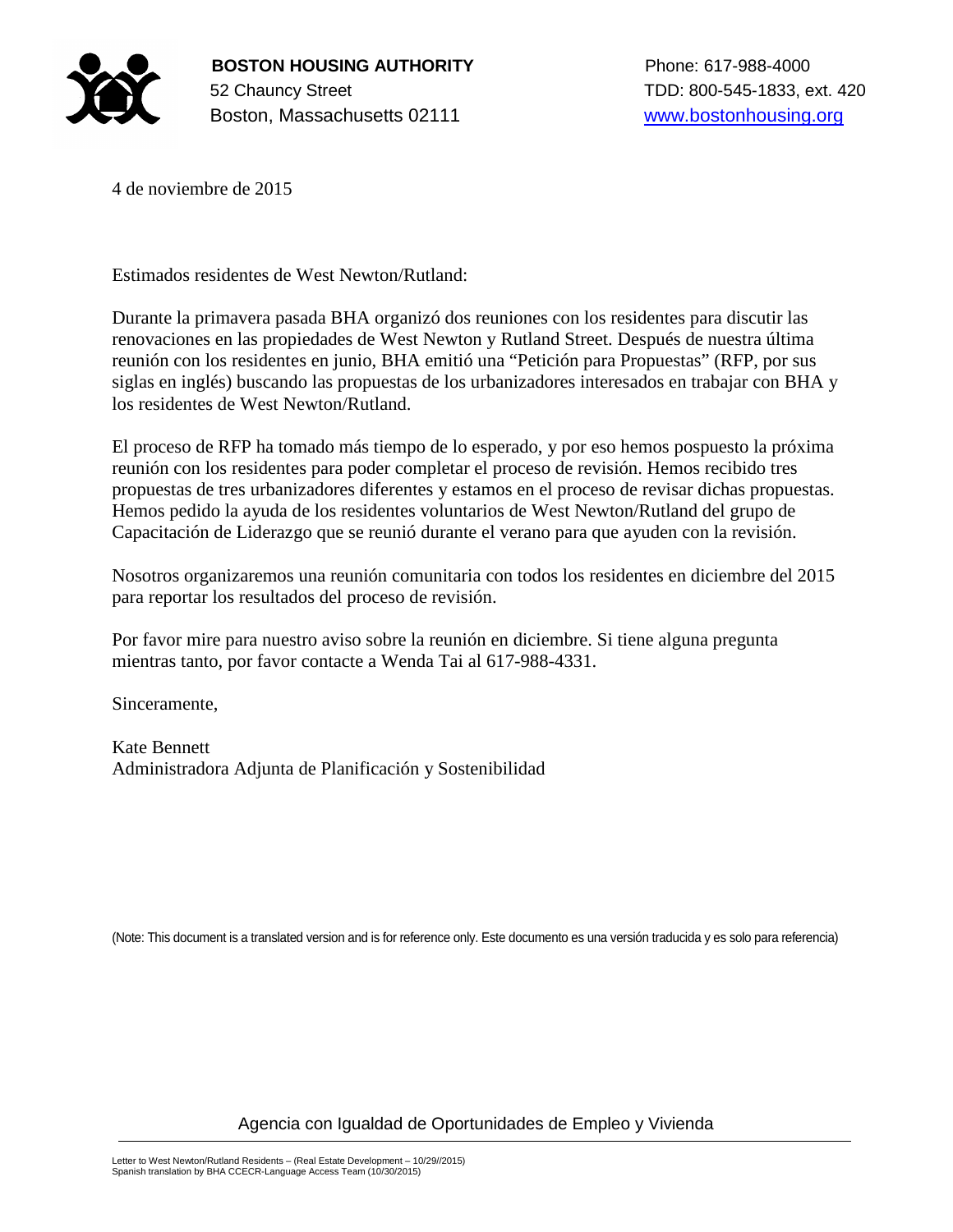**BOSTON HOUSING AUTHORITY**
52 Chauncy Street
Boston, Massachusetts 02111

Phone: 617-988-4000
TDD: 800-545-1833, ext. 420
www.bostonhousing.org

4 de noviembre de 2015

Estimados residentes de West Newton/Rutland:

Durante la primavera pasada BHA organizó dos reuniones con los residentes para discutir las renovaciones en las propiedades de West Newton y Rutland Street. Después de nuestra última reunión con los residentes en junio, BHA emitió una "Petición para Propuestas" (RFP, por sus siglas en inglés) buscando las propuestas de los urbanizadores interesados en trabajar con BHA y los residentes de West Newton/Rutland.

El proceso de RFP ha tomado más tiempo de lo esperado, y por eso hemos pospuesto la próxima reunión con los residentes para poder completar el proceso de revisión. Hemos recibido tres propuestas de tres urbanizadores diferentes y estamos en el proceso de revisar dichas propuestas. Hemos pedido la ayuda de los residentes voluntarios de West Newton/Rutland del grupo de Capacitación de Liderazgo que se reunió durante el verano para que ayuden con la revisión.

Nosotros organizaremos una reunión comunitaria con todos los residentes en diciembre del 2015 para reportar los resultados del proceso de revisión.

Por favor mire para nuestro aviso sobre la reunión en diciembre. Si tiene alguna pregunta mientras tanto, por favor contacte a Wenda Tai al 617-988-4331.

Sinceramente,

Kate Bennett
Administradora Adjunta de Planificación y Sostenibilidad

(Note: This document is a translated version and is for reference only. Este documento es una versión traducida y es solo para referencia)

Agencia con Igualdad de Oportunidades de Empleo y Vivienda

Letter to West Newton/Rutland Residents – (Real Estate Development – 10/29//2015)
Spanish translation by BHA CCECR-Language Access Team (10/30/2015)